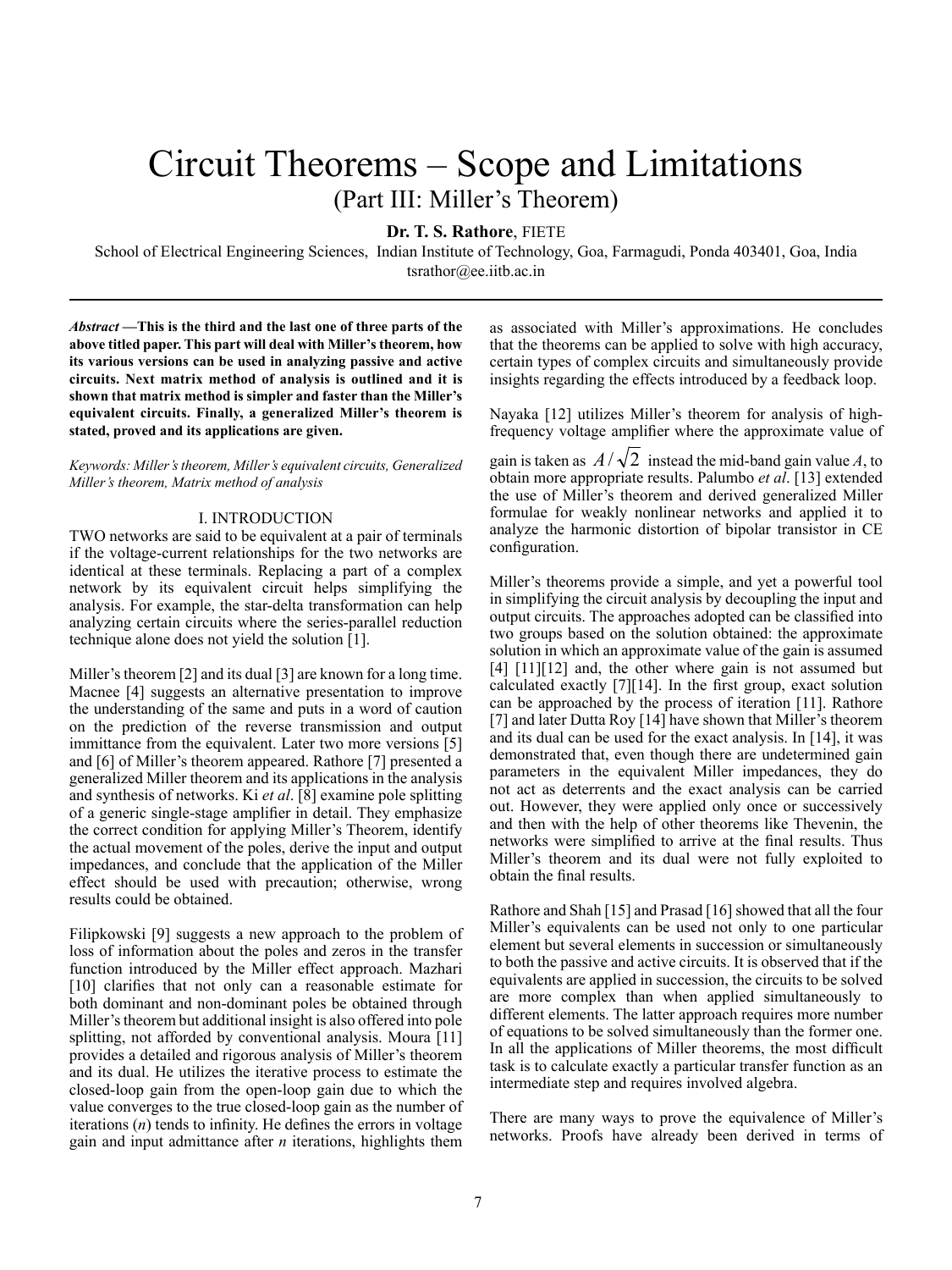# Circuit Theorems – Scope and Limitations

## (Part III: Miller's Theorem)

**Dr. T. S. Rathore**, FIETE

School of Electrical Engineering Sciences, Indian Institute of Technology, Goa, Farmagudi, Ponda 403401, Goa, India

tsrathor@ee.iitb.ac.in

***Abstract* —This is the third and the last one of three parts of the above titled paper. This part will deal with Miller's theorem, how its various versions can be used in analyzing passive and active circuits. Next matrix method of analysis is outlined and it is shown that matrix method is simpler and faster than the Miller's equivalent circuits. Finally, a generalized Miller's theorem is stated, proved and its applications are given.**

*Keywords: Miller's theorem, Miller's equivalent circuits, Generalized Miller's theorem, Matrix method of analysis*

## I. INTRODUCTION

TWO networks are said to be equivalent at a pair of terminals if the voltage-current relationships for the two networks are identical at these terminals. Replacing a part of a complex network by its equivalent circuit helps simplifying the analysis. For example, the star-delta transformation can help analyzing certain circuits where the series-parallel reduction technique alone does not yield the solution [1].

Miller's theorem [2] and its dual [3] are known for a long time. Macnee [4] suggests an alternative presentation to improve the understanding of the same and puts in a word of caution on the prediction of the reverse transmission and output immittance from the equivalent. Later two more versions [5] and [6] of Miller's theorem appeared. Rathore [7] presented a generalized Miller theorem and its applications in the analysis and synthesis of networks. Ki *et al*. [8] examine pole splitting of a generic single-stage amplifier in detail. They emphasize the correct condition for applying Miller's Theorem, identify the actual movement of the poles, derive the input and output impedances, and conclude that the application of the Miller effect should be used with precaution; otherwise, wrong results could be obtained.

Filipkowski [9] suggests a new approach to the problem of loss of information about the poles and zeros in the transfer function introduced by the Miller effect approach. Mazhari [10] clarifies that not only can a reasonable estimate for both dominant and non-dominant poles be obtained through Miller's theorem but additional insight is also offered into pole splitting, not afforded by conventional analysis. Moura [11] provides a detailed and rigorous analysis of Miller's theorem and its dual. He utilizes the iterative process to estimate the closed-loop gain from the open-loop gain due to which the value converges to the true closed-loop gain as the number of iterations ($n$) tends to infinity. He defines the errors in voltage gain and input admittance after $n$ iterations, highlights them as associated with Miller's approximations. He concludes that the theorems can be applied to solve with high accuracy, certain types of complex circuits and simultaneously provide insights regarding the effects introduced by a feedback loop.

Nayaka [12] utilizes Miller's theorem for analysis of high-frequency voltage amplifier where the approximate value of gain is taken as $A/\sqrt{2}$ instead the mid-band gain value $A$, to obtain more appropriate results. Palumbo *et al*. [13] extended the use of Miller's theorem and derived generalized Miller formulae for weakly nonlinear networks and applied it to analyze the harmonic distortion of bipolar transistor in CE configuration.

Miller's theorems provide a simple, and yet a powerful tool in simplifying the circuit analysis by decoupling the input and output circuits. The approaches adopted can be classified into two groups based on the solution obtained: the approximate solution in which an approximate value of the gain is assumed [4] [11][12] and, the other where gain is not assumed but calculated exactly [7][14]. In the first group, exact solution can be approached by the process of iteration [11]. Rathore [7] and later Dutta Roy [14] have shown that Miller's theorem and its dual can be used for the exact analysis. In [14], it was demonstrated that, even though there are undetermined gain parameters in the equivalent Miller impedances, they do not act as deterrents and the exact analysis can be carried out. However, they were applied only once or successively and then with the help of other theorems like Thevenin, the networks were simplified to arrive at the final results. Thus Miller's theorem and its dual were not fully exploited to obtain the final results.

Rathore and Shah [15] and Prasad [16] showed that all the four Miller's equivalents can be used not only to one particular element but several elements in succession or simultaneously to both the passive and active circuits. It is observed that if the equivalents are applied in succession, the circuits to be solved are more complex than when applied simultaneously to different elements. The latter approach requires more number of equations to be solved simultaneously than the former one. In all the applications of Miller theorems, the most difficult task is to calculate exactly a particular transfer function as an intermediate step and requires involved algebra.

There are many ways to prove the equivalence of Miller's networks. Proofs have already been derived in terms of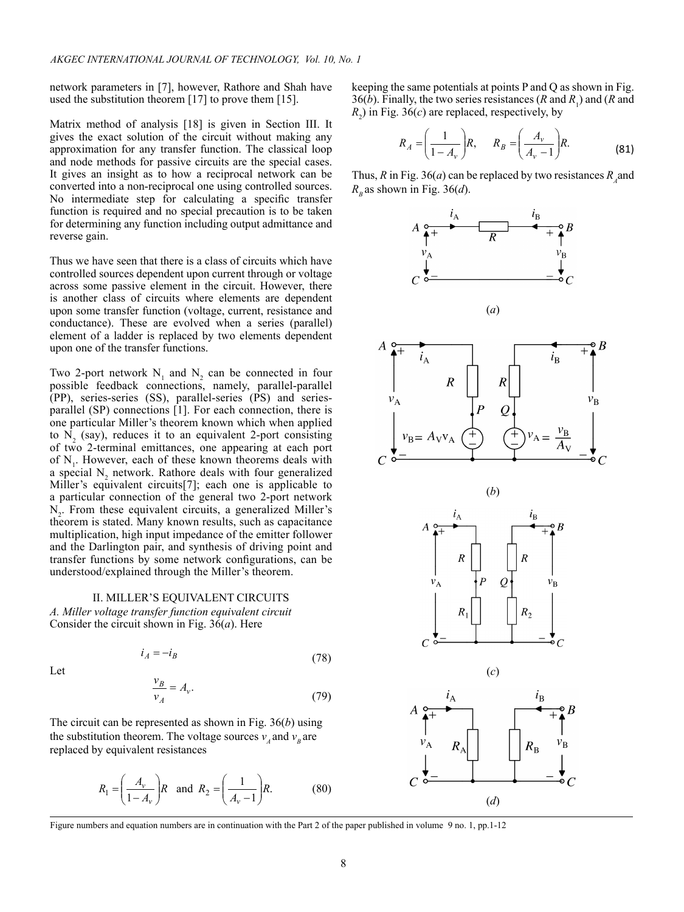network parameters in [7], however, Rathore and Shah have used the substitution theorem [17] to prove them [15].

Matrix method of analysis [18] is given in Section III. It gives the exact solution of the circuit without making any approximation for any transfer function. The classical loop and node methods for passive circuits are the special cases. It gives an insight as to how a reciprocal network can be converted into a non-reciprocal one using controlled sources. No intermediate step for calculating a specific transfer function is required and no special precaution is to be taken for determining any function including output admittance and reverse gain.

Thus we have seen that there is a class of circuits which have controlled sources dependent upon current through or voltage across some passive element in the circuit. However, there is another class of circuits where elements are dependent upon some transfer function (voltage, current, resistance and conductance). These are evolved when a series (parallel) element of a ladder is replaced by two elements dependent upon one of the transfer functions.

Two 2-port network $N_1$ and $N_2$ can be connected in four possible feedback connections, namely, parallel-parallel (PP), series-series (SS), parallel-series (PS) and series-parallel (SP) connections [1]. For each connection, there is one particular Miller's theorem known which when applied to $N_2$ (say), reduces it to an equivalent 2-port consisting of two 2-terminal emittances, one appearing at each port of $N_1$. However, each of these known theorems deals with a special $N_2$ network. Rathore deals with four generalized Miller's equivalent circuits[7]; each one is applicable to a particular connection of the general two 2-port network $N_2$. From these equivalent circuits, a generalized Miller's theorem is stated. Many known results, such as capacitance multiplication, high input impedance of the emitter follower and the Darlington pair, and synthesis of driving point and transfer functions by some network configurations, can be understood/explained through the Miller's theorem.

## II. MILLER'S EQUIVALENT CIRCUITS

### *A. Miller voltage transfer function equivalent circuit*

Consider the circuit shown in Fig. 36(*a*). Here

$$i_A = -i_B \tag{78}$$

Let

$$\frac{v_B}{v_A} = A_v. \tag{79}$$

The circuit can be represented as shown in Fig. 36(*b*) using the substitution theorem. The voltage sources $v_A$ and $v_B$ are replaced by equivalent resistances

$$R_1 = \left(\frac{A_v}{1 - A_v}\right)R \quad \text{and} \quad R_2 = \left(\frac{1}{A_v - 1}\right)R. \tag{80}$$

keeping the same potentials at points P and Q as shown in Fig. 36(*b*). Finally, the two series resistances ($R$ and $R_1$) and ($R$ and $R_2$) in Fig. 36(*c*) are replaced, respectively, by

$$R_A = \left(\frac{1}{1 - A_v}\right)R, \quad R_B = \left(\frac{A_v}{A_v - 1}\right)R. \tag{81}$$

Thus, $R$ in Fig. 36(*a*) can be replaced by two resistances $R_A$ and $R_B$ as shown in Fig. 36(*d*).

(*a*)

(*b*)

(*c*)

(*d*)

Figure numbers and equation numbers are in continuation with the Part 2 of the paper published in volume 9 no. 1, pp.1-12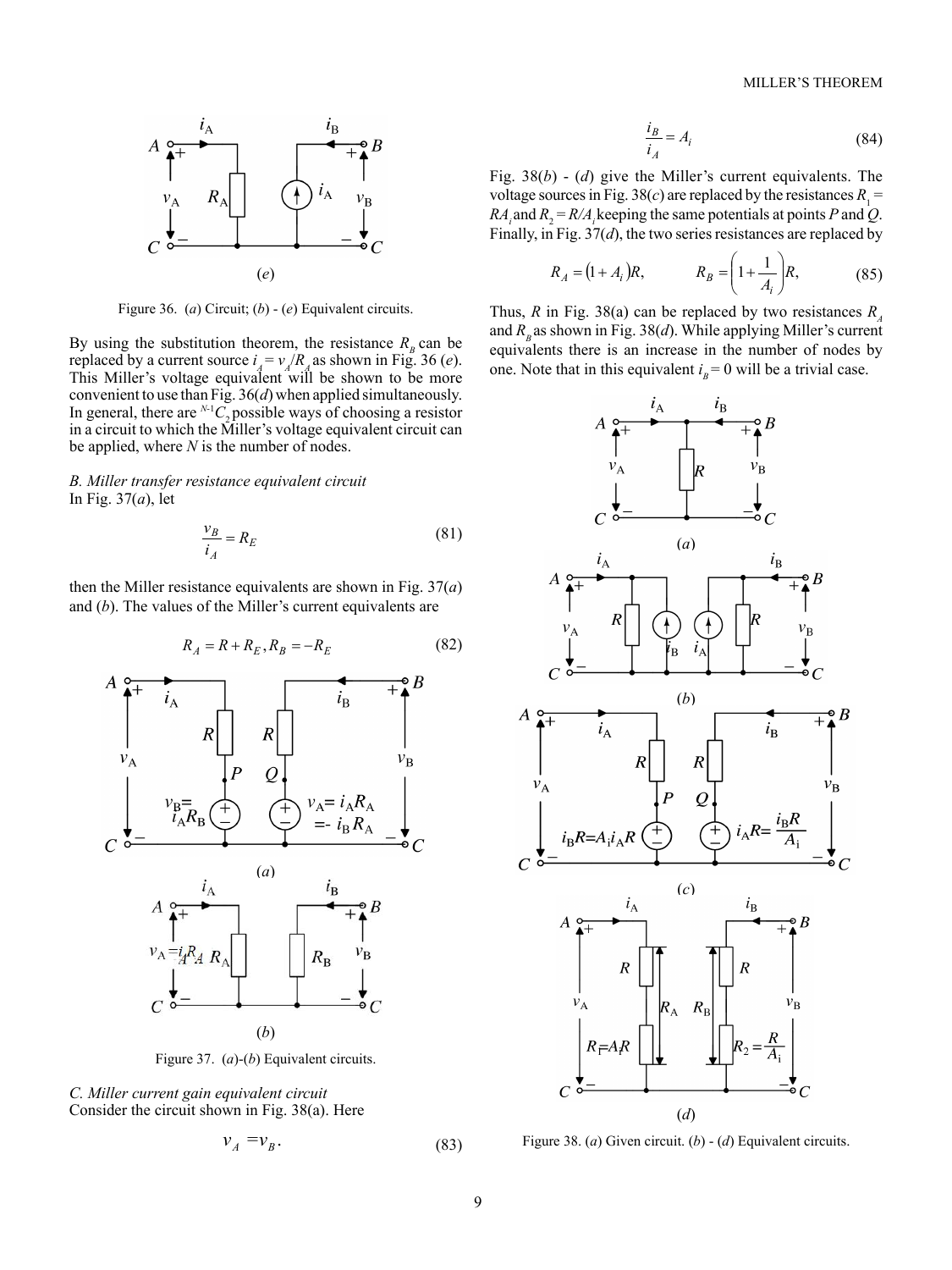Figure 36. (*a*) Circuit; (*b*) - (*e*) Equivalent circuits.

By using the substitution theorem, the resistance $R_B$ can be replaced by a current source $i_A = v_A/R_A$ as shown in Fig. 36 (*e*). This Miller's voltage equivalent will be shown to be more convenient to use than Fig. 36(*d*) when applied simultaneously. In general, there are ${}^{N-1}C_2$ possible ways of choosing a resistor in a circuit to which the Miller's voltage equivalent circuit can be applied, where $N$ is the number of nodes.

*B. Miller transfer resistance equivalent circuit*

In Fig. 37(*a*), let

$$\frac{v_B}{i_A} = R_E \tag{81}$$

then the Miller resistance equivalents are shown in Fig. 37(*a*) and (*b*). The values of the Miller's current equivalents are

$$R_A = R + R_E, R_B = -R_E \tag{82}$$

Figure 37. (*a*)-(*b*) Equivalent circuits.

*C. Miller current gain equivalent circuit*

Consider the circuit shown in Fig. 38(a). Here

$$v_A = v_B. \tag{83}$$

$$\frac{i_B}{i_A} = A_i \tag{84}$$

Fig. 38(*b*) - (*d*) give the Miller's current equivalents. The voltage sources in Fig. 38(*c*) are replaced by the resistances $R_1 = RA_i$ and $R_2 = R/A_i$ keeping the same potentials at points $P$ and $Q$. Finally, in Fig. 37(*d*), the two series resistances are replaced by

$$R_A = (1 + A_i)R, \qquad R_B = \left(1 + \frac{1}{A_i}\right)R, \tag{85}$$

Thus, $R$ in Fig. 38(a) can be replaced by two resistances $R_A$ and $R_B$ as shown in Fig. 38(*d*). While applying Miller's current equivalents there is an increase in the number of nodes by one. Note that in this equivalent $i_B = 0$ will be a trivial case.

Figure 38. (*a*) Given circuit. (*b*) - (*d*) Equivalent circuits.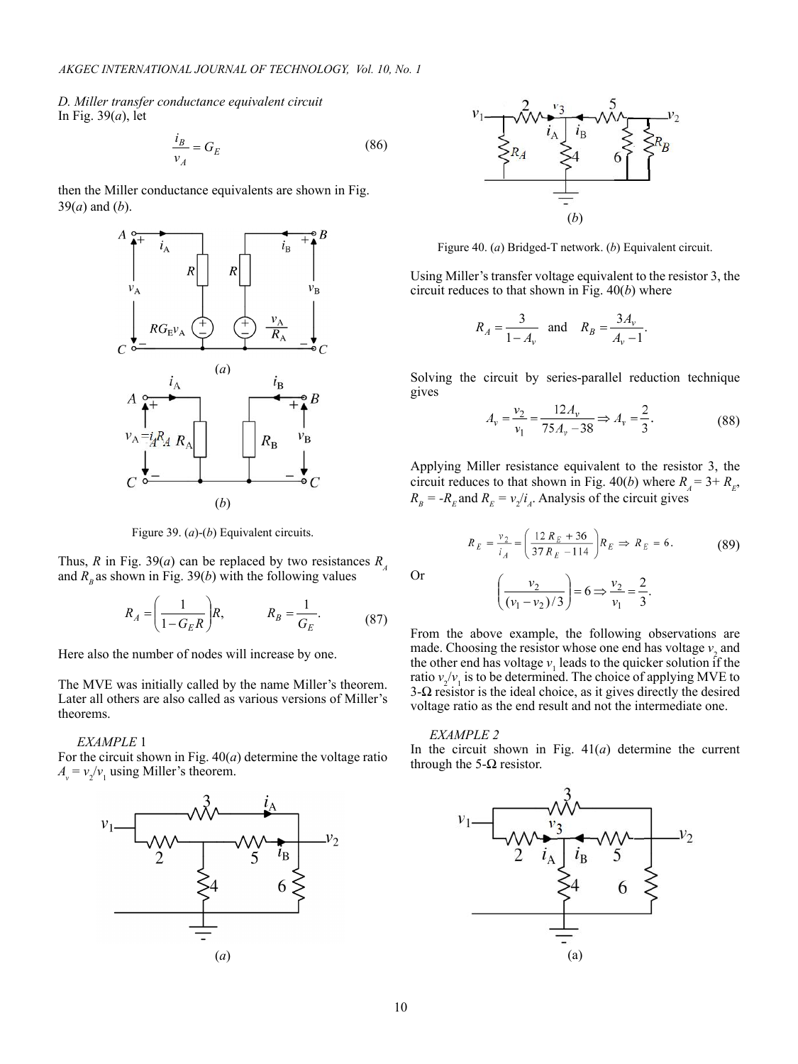*D. Miller transfer conductance equivalent circuit*
In Fig. 39(*a*), let

$$\frac{i_B}{v_A} = G_E \tag{86}$$

then the Miller conductance equivalents are shown in Fig. 39(*a*) and (*b*).

Figure 39. (*a*)-(*b*) Equivalent circuits.

Thus, $R$ in Fig. 39(*a*) can be replaced by two resistances $R_A$ and $R_B$ as shown in Fig. 39(*b*) with the following values

$$R_A = \left(\frac{1}{1-G_E R}\right)R, \qquad R_B = \frac{1}{G_E}. \tag{87}$$

Here also the number of nodes will increase by one.

The MVE was initially called by the name Miller's theorem. Later all others are also called as various versions of Miller's theorems.

*EXAMPLE* 1
For the circuit shown in Fig. 40(*a*) determine the voltage ratio $A_v = v_2/v_1$ using Miller's theorem.

Figure 40. (*a*) Bridged-T network. (*b*) Equivalent circuit.

Using Miller's transfer voltage equivalent to the resistor 3, the circuit reduces to that shown in Fig. 40(*b*) where

$$R_A = \frac{3}{1-A_v} \text{ and } R_B = \frac{3A_v}{A_v - 1}.$$

Solving the circuit by series-parallel reduction technique gives

$$A_v = \frac{v_2}{v_1} = \frac{12A_v}{75A_v - 38} \Rightarrow A_v = \frac{2}{3}. \tag{88}$$

Applying Miller resistance equivalent to the resistor 3, the circuit reduces to that shown in Fig. 40(*b*) where $R_A = 3 + R_E$, $R_B = -R_E$ and $R_E = v_2/i_A$. Analysis of the circuit gives

$$R_E = \frac{v_2}{i_A} = \left(\frac{12R_E + 36}{37R_E - 114}\right)R_E \Rightarrow R_E = 6. \tag{89}$$

Or

$$\left(\frac{v_2}{(v_1 - v_2)/3}\right) = 6 \Rightarrow \frac{v_2}{v_1} = \frac{2}{3}.$$

From the above example, the following observations are made. Choosing the resistor whose one end has voltage $v_2$ and the other end has voltage $v_1$ leads to the quicker solution if the ratio $v_2/v_1$ is to be determined. The choice of applying MVE to 3-Ω resistor is the ideal choice, as it gives directly the desired voltage ratio as the end result and not the intermediate one.

*EXAMPLE 2*
In the circuit shown in Fig. 41(*a*) determine the current through the 5-Ω resistor.

(a)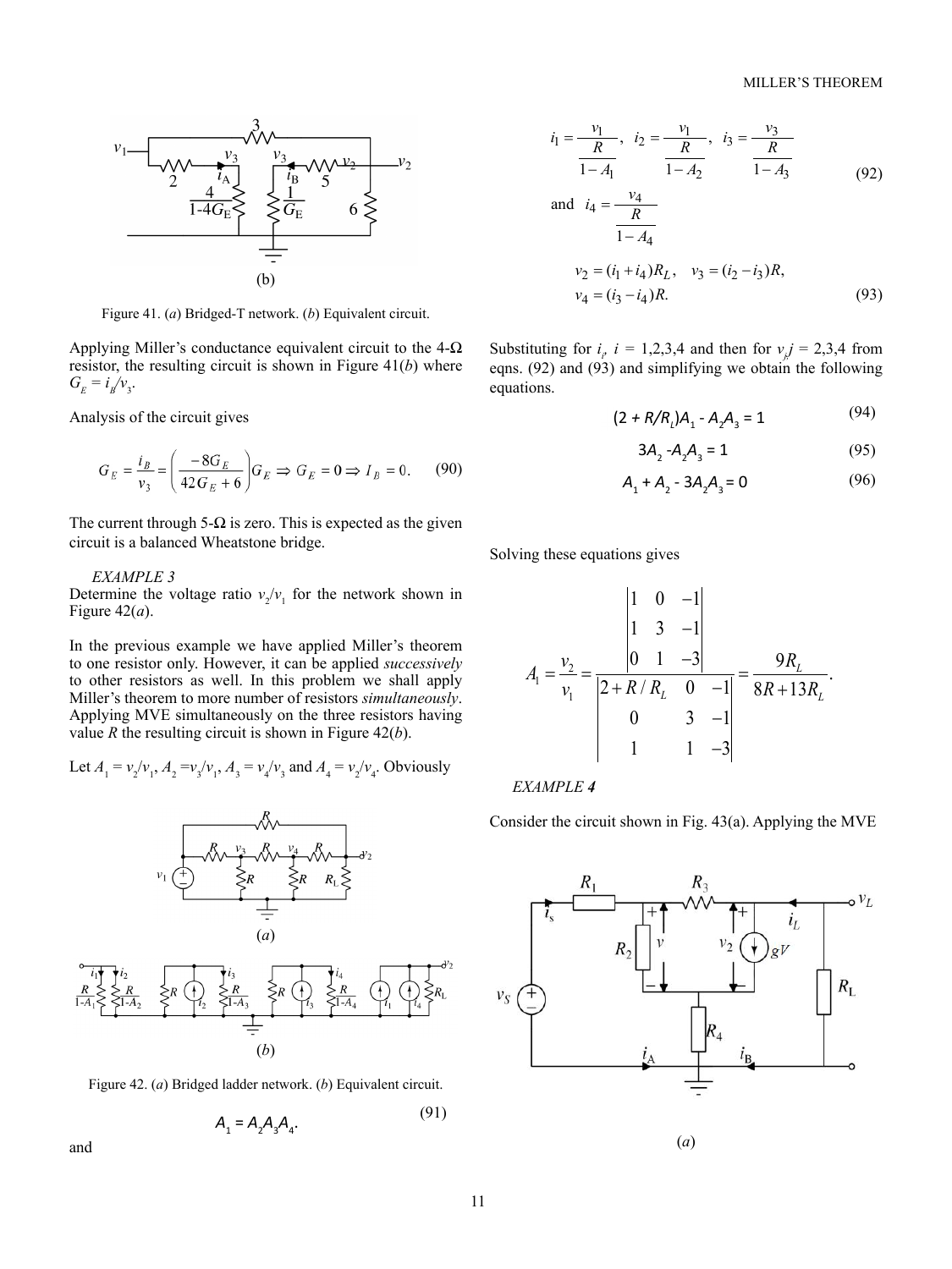Figure 41. (*a*) Bridged-T network. (*b*) Equivalent circuit.

Applying Miller's conductance equivalent circuit to the 4-Ω resistor, the resulting circuit is shown in Figure 41(*b*) where $G_E = i_B/v_3$.

Analysis of the circuit gives

$$G_E = \frac{i_B}{v_3} = \left(\frac{-8G_E}{42G_E + 6}\right)G_E \Rightarrow G_E = 0 \Rightarrow I_B = 0. \quad (90)$$

The current through 5-Ω is zero. This is expected as the given circuit is a balanced Wheatstone bridge.

*EXAMPLE 3*

Determine the voltage ratio $v_2/v_1$ for the network shown in Figure 42(*a*).

In the previous example we have applied Miller's theorem to one resistor only. However, it can be applied *successively* to other resistors as well. In this problem we shall apply Miller's theorem to more number of resistors *simultaneously*. Applying MVE simultaneously on the three resistors having value $R$ the resulting circuit is shown in Figure 42(*b*).

Let $A_1 = v_2/v_1$, $A_2 = v_3/v_1$, $A_3 = v_4/v_3$ and $A_4 = v_2/v_4$. Obviously

Figure 42. (*a*) Bridged ladder network. (*b*) Equivalent circuit.

$$A_1 = A_2A_3A_4. \quad (91)$$

and

$$i_1 = \frac{v_1}{\dfrac{R}{1-A_1}},\quad i_2 = \frac{v_1}{\dfrac{R}{1-A_2}},\quad i_3 = \frac{v_3}{\dfrac{R}{1-A_3}} \quad (92)$$

$$\text{and}\quad i_4 = \frac{v_4}{\dfrac{R}{1-A_4}}$$

$$v_2 = (i_1 + i_4)R_L,\quad v_3 = (i_2 - i_3)R,$$
$$v_4 = (i_3 - i_4)R. \quad (93)$$

Substituting for $i_i$, $i$ = 1,2,3,4 and then for $v_j$, $j$ = 2,3,4 from eqns. (92) and (93) and simplifying we obtain the following equations.

$$(2 + R/R_L)A_1 - A_2A_3 = 1 \quad (94)$$

$$3A_2 - A_2A_3 = 1 \quad (95)$$

$$A_1 + A_2 - 3A_2A_3 = 0 \quad (96)$$

Solving these equations gives

$$A_1 = \frac{v_2}{v_1} = \frac{\begin{vmatrix} 1 & 0 & -1 \\ 1 & 3 & -1 \\ 0 & 1 & -3 \end{vmatrix}}{\begin{vmatrix} 2 + R/R_L & 0 & -1 \\ 0 & 3 & -1 \\ 1 & 1 & -3 \end{vmatrix}} = \frac{9R_L}{8R + 13R_L}.$$

*EXAMPLE 4*

Consider the circuit shown in Fig. 43(a). Applying the MVE

(*a*)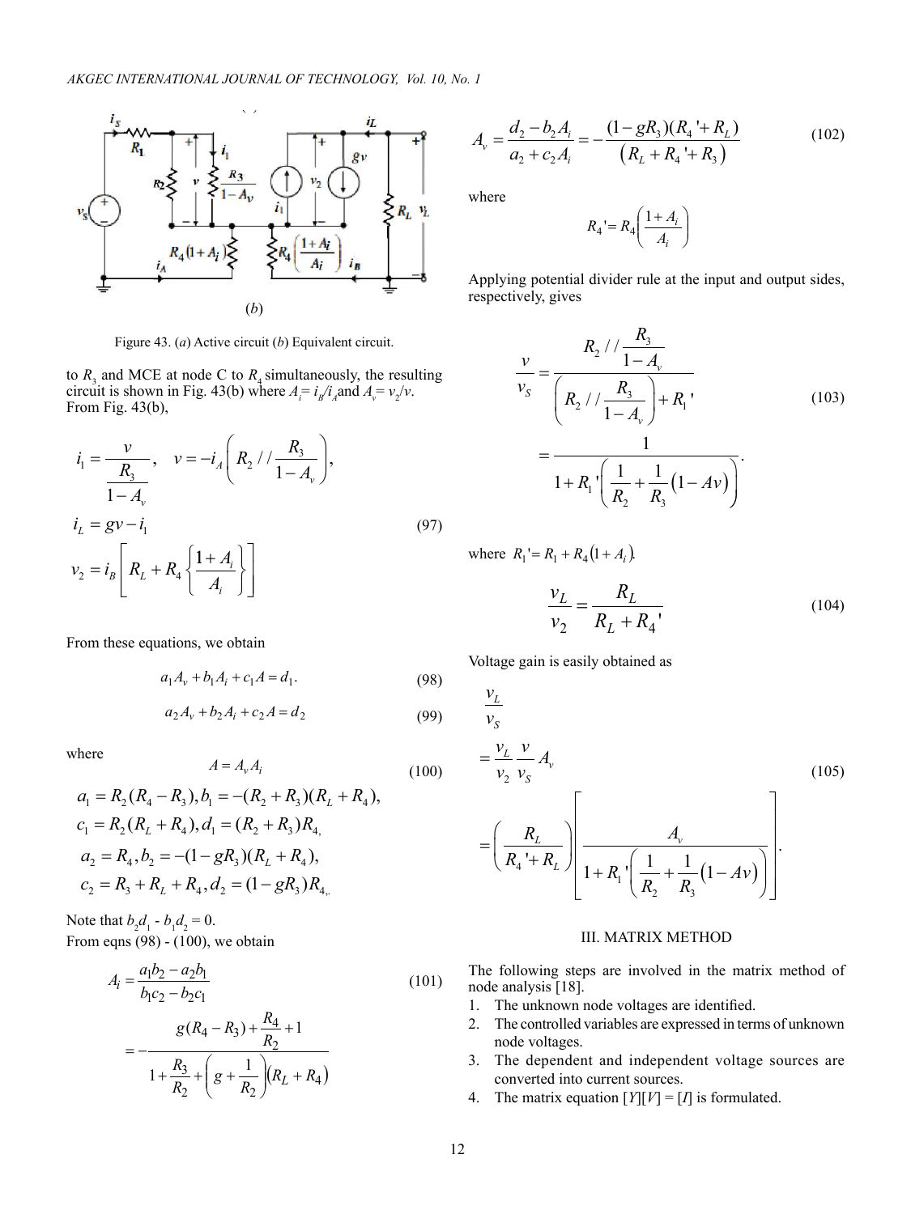(b)

Figure 43. (a) Active circuit (b) Equivalent circuit.

to $R_3$ and MCE at node C to $R_4$ simultaneously, the resulting circuit is shown in Fig. 43(b) where $A_i = i_B/i_A$ and $A_v = v_2/v$. From Fig. 43(b),

$$i_1 = \frac{v}{\dfrac{R_3}{1-A_v}}, \quad v = -i_A\left(R_2 // \frac{R_3}{1-A_v}\right),$$

$$i_L = gv - i_1 \tag{97}$$

$$v_2 = i_B\left[R_L + R_4\left\{\frac{1+A_i}{A_i}\right\}\right]$$

From these equations, we obtain

$$a_1 A_v + b_1 A_i + c_1 A = d_1. \tag{98}$$

$$a_2 A_v + b_2 A_i + c_2 A = d_2 \tag{99}$$

where

$$A = A_v A_i \tag{100}$$

$$a_1 = R_2(R_4 - R_3), b_1 = -(R_2 + R_3)(R_L + R_4),$$
$$c_1 = R_2(R_L + R_4), d_1 = (R_2 + R_3)R_4,$$
$$a_2 = R_4, b_2 = -(1 - gR_3)(R_L + R_4),$$
$$c_2 = R_3 + R_L + R_4, d_2 = (1 - gR_3)R_4.$$

Note that $b_2 d_1 - b_1 d_2 = 0$.
From eqns (98) - (100), we obtain

$$A_i = \frac{a_1 b_2 - a_2 b_1}{b_1 c_2 - b_2 c_1} \tag{101}$$

$$= -\frac{g(R_4 - R_3) + \dfrac{R_4}{R_2} + 1}{1 + \dfrac{R_3}{R_2} + \left(g + \dfrac{1}{R_2}\right)(R_L + R_4)}$$

$$A_v = \frac{d_2 - b_2 A_i}{a_2 + c_2 A_i} = -\frac{(1 - gR_3)(R_4' + R_L)}{(R_L + R_4' + R_3)} \tag{102}$$

where

$$R_4' = R_4\left(\frac{1+A_i}{A_i}\right)$$

Applying potential divider rule at the input and output sides, respectively, gives

$$\frac{v}{v_S} = \frac{R_2 // \dfrac{R_3}{1-A_v}}{\left(R_2 // \dfrac{R_3}{1-A_v}\right) + R_1'} \tag{103}$$

$$= \frac{1}{1 + R_1'\left(\dfrac{1}{R_2} + \dfrac{1}{R_3}(1 - Av)\right)}.$$

where $R_1' = R_1 + R_4(1 + A_i)$.

$$\frac{v_L}{v_2} = \frac{R_L}{R_L + R_4'} \tag{104}$$

Voltage gain is easily obtained as

$$\frac{v_L}{v_S}$$

$$= \frac{v_L}{v_2}\frac{v}{v_S}A_v \tag{105}$$

$$= \left(\frac{R_L}{R_4' + R_L}\right)\left[\frac{A_v}{1 + R_1'\left(\dfrac{1}{R_2} + \dfrac{1}{R_3}(1 - Av)\right)}\right].$$

## III. MATRIX METHOD

The following steps are involved in the matrix method of node analysis [18].

1. The unknown node voltages are identified.
2. The controlled variables are expressed in terms of unknown node voltages.
3. The dependent and independent voltage sources are converted into current sources.
4. The matrix equation [Y][V] = [I] is formulated.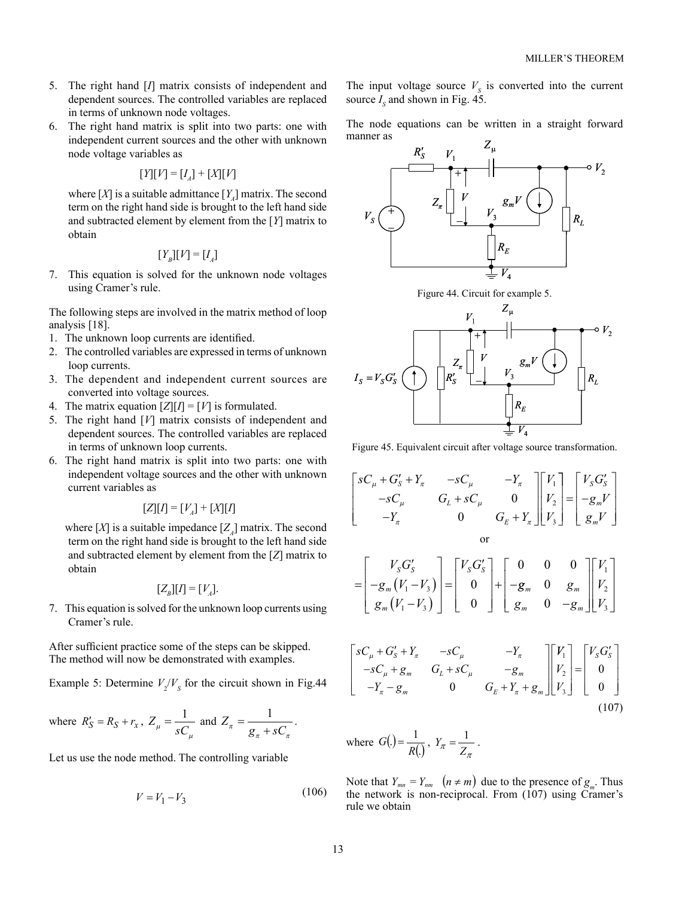5. The right hand [I] matrix consists of independent and dependent sources. The controlled variables are replaced in terms of unknown node voltages.
6. The right hand matrix is split into two parts: one with independent current sources and the other with unknown node voltage variables as

$$[Y][V] = [I_A] + [X][V]$$

where [X] is a suitable admittance $[Y_A]$ matrix. The second term on the right hand side is brought to the left hand side and subtracted element by element from the [Y] matrix to obtain

$$[Y_B][V] = [I_A]$$

7. This equation is solved for the unknown node voltages using Cramer's rule.

The following steps are involved in the matrix method of loop analysis [18].

1. The unknown loop currents are identified.
2. The controlled variables are expressed in terms of unknown loop currents.
3. The dependent and independent current sources are converted into voltage sources.
4. The matrix equation [Z][I] = [V] is formulated.
5. The right hand [V] matrix consists of independent and dependent sources. The controlled variables are replaced in terms of unknown loop currents.
6. The right hand matrix is split into two parts: one with independent voltage sources and the other with unknown current variables as

$$[Z][I] = [V_A] + [X][I]$$

where [X] is a suitable impedance $[Z_A]$ matrix. The second term on the right hand side is brought to the left hand side and subtracted element by element from the [Z] matrix to obtain

$$[Z_B][I] = [V_A].$$

7. This equation is solved for the unknown loop currents using Cramer's rule.

After sufficient practice some of the steps can be skipped. The method will now be demonstrated with examples.

Example 5: Determine $V_2/V_S$ for the circuit shown in Fig.44

where $R_S' = R_S + r_x$, $Z_\mu = \dfrac{1}{sC_\mu}$ and $Z_\pi = \dfrac{1}{g_\pi + sC_\pi}$.

Let us use the node method. The controlling variable

$$V = V_1 - V_3 \tag{106}$$

The input voltage source $V_S$ is converted into the current source $I_S$ and shown in Fig. 45.

The node equations can be written in a straight forward manner as

Figure 44. Circuit for example 5.

Figure 45. Equivalent circuit after voltage source transformation.

$$\begin{bmatrix} sC_\mu + G_S' + Y_\pi & -sC_\mu & -Y_\pi \\ -sC_\mu & G_L + sC_\mu & 0 \\ -Y_\pi & 0 & G_E + Y_\pi \end{bmatrix} \begin{bmatrix} V_1 \\ V_2 \\ V_3 \end{bmatrix} = \begin{bmatrix} V_S G_S' \\ -g_m V \\ g_m V \end{bmatrix}$$

or

$$= \begin{bmatrix} V_S G_S' \\ -g_m(V_1 - V_3) \\ g_m(V_1 - V_3) \end{bmatrix} = \begin{bmatrix} V_S G_S' \\ 0 \\ 0 \end{bmatrix} + \begin{bmatrix} 0 & 0 & 0 \\ -g_m & 0 & g_m \\ g_m & 0 & -g_m \end{bmatrix} \begin{bmatrix} V_1 \\ V_2 \\ V_3 \end{bmatrix}$$

$$\begin{bmatrix} sC_\mu + G_S' + Y_\pi & -sC_\mu & -Y_\pi \\ -sC_\mu + g_m & G_L + sC_\mu & -g_m \\ -Y_\pi - g_m & 0 & G_E + Y_\pi + g_m \end{bmatrix} \begin{bmatrix} V_1 \\ V_2 \\ V_3 \end{bmatrix} = \begin{bmatrix} V_S G_S' \\ 0 \\ 0 \end{bmatrix} \tag{107}$$

where $G(.) = \dfrac{1}{R(.)}$, $Y_\pi = \dfrac{1}{Z_\pi}$.

Note that $Y_{mn} = Y_{nm}$ $(n \neq m)$ due to the presence of $g_m$. Thus the network is non-reciprocal. From (107) using Cramer's rule we obtain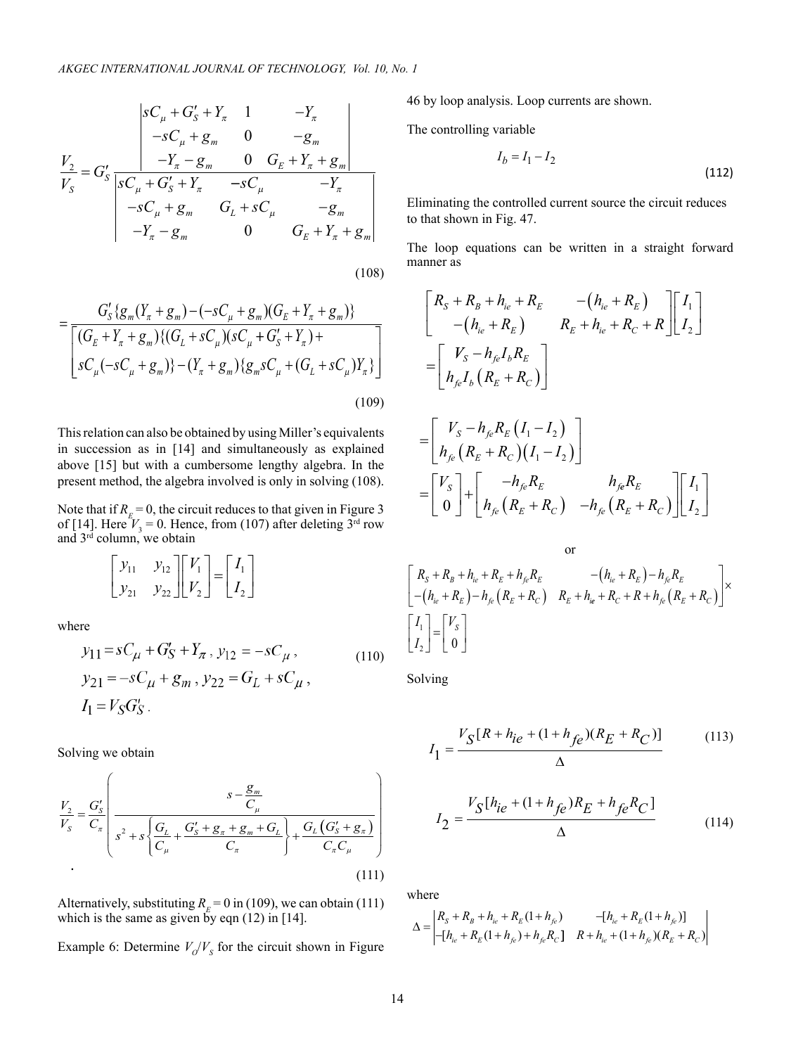$$\frac{V_2}{V_S} = G_S' \frac{\begin{vmatrix} sC_\mu + G_S' + Y_\pi & 1 & -Y_\pi \\ -sC_\mu + g_m & 0 & -g_m \\ -Y_\pi - g_m & 0 & G_E + Y_\pi + g_m \end{vmatrix}}{\begin{vmatrix} sC_\mu + G_S' + Y_\pi & -sC_\mu & -Y_\pi \\ -sC_\mu + g_m & G_L + sC_\mu & -g_m \\ -Y_\pi - g_m & 0 & G_E + Y_\pi + g_m \end{vmatrix}} \tag{108}$$

$$= \frac{G_S'\{g_m(Y_\pi + g_m) - (-sC_\mu + g_m)(G_E + Y_\pi + g_m)\}}{\begin{bmatrix} (G_E + Y_\pi + g_m)\{(G_L + sC_\mu)(sC_\mu + G_S' + Y_\pi) + \\ sC_\mu(-sC_\mu + g_m)\} - (Y_\pi + g_m)\{g_m sC_\mu + (G_L + sC_\mu)Y_\pi\} \end{bmatrix}} \tag{109}$$

This relation can also be obtained by using Miller's equivalents in succession as in [14] and simultaneously as explained above [15] but with a cumbersome lengthy algebra. In the present method, the algebra involved is only in solving (108).

Note that if $R_E = 0$, the circuit reduces to that given in Figure 3 of [14]. Here $V_3 = 0$. Hence, from (107) after deleting 3[rd] row and 3[rd] column, we obtain

$$\begin{bmatrix} y_{11} & y_{12} \\ y_{21} & y_{22} \end{bmatrix} \begin{bmatrix} V_1 \\ V_2 \end{bmatrix} = \begin{bmatrix} I_1 \\ I_2 \end{bmatrix}$$

where

$$y_{11} = sC_\mu + G_S' + Y_\pi,\ y_{12} = -sC_\mu,$$
$$y_{21} = -sC_\mu + g_m,\ y_{22} = G_L + sC_\mu, \tag{110}$$
$$I_1 = V_S G_S'.$$

Solving we obtain

$$\frac{V_2}{V_S} = \frac{G_S'}{C_\pi} \left( \frac{s - \dfrac{g_m}{C_\mu}}{s^2 + s\left\{\dfrac{G_L}{C_\mu} + \dfrac{G_S' + g_\pi + g_m + G_L}{C_\pi}\right\} + \dfrac{G_L\left(G_S' + g_\pi\right)}{C_\pi C_\mu}} \right). \tag{111}$$

Alternatively, substituting $R_E = 0$ in (109), we can obtain (111) which is the same as given by eqn (12) in [14].

Example 6: Determine $V_O/V_S$ for the circuit shown in Figure 46 by loop analysis. Loop currents are shown.

The controlling variable

$$I_b = I_1 - I_2 \tag{112}$$

Eliminating the controlled current source the circuit reduces to that shown in Fig. 47.

The loop equations can be written in a straight forward manner as

$$\begin{bmatrix} R_S + R_B + h_{ie} + R_E & -\left(h_{ie} + R_E\right) \\ -\left(h_{ie} + R_E\right) & R_E + h_{ie} + R_C + R \end{bmatrix} \begin{bmatrix} I_1 \\ I_2 \end{bmatrix} = \begin{bmatrix} V_S - h_{fe} I_b R_E \\ h_{fe} I_b \left(R_E + R_C\right) \end{bmatrix}$$

$$= \begin{bmatrix} V_S - h_{fe} R_E \left(I_1 - I_2\right) \\ h_{fe}\left(R_E + R_C\right)\left(I_1 - I_2\right) \end{bmatrix}$$

$$= \begin{bmatrix} V_S \\ 0 \end{bmatrix} + \begin{bmatrix} -h_{fe} R_E & h_{fe} R_E \\ h_{fe}\left(R_E + R_C\right) & -h_{fe}\left(R_E + R_C\right) \end{bmatrix} \begin{bmatrix} I_1 \\ I_2 \end{bmatrix}$$

or

$$\begin{bmatrix} R_S + R_B + h_{ie} + R_E + h_{fe} R_E & -\left(h_{ie} + R_E\right) - h_{fe} R_E \\ -\left(h_{ie} + R_E\right) - h_{fe}\left(R_E + R_C\right) & R_E + h_{ie} + R_C + R + h_{fe}\left(R_E + R_C\right) \end{bmatrix} \times \begin{bmatrix} I_1 \\ I_2 \end{bmatrix} = \begin{bmatrix} V_S \\ 0 \end{bmatrix}$$

Solving

$$I_1 = \frac{V_S[R + h_{ie} + (1 + h_{fe})(R_E + R_C)]}{\Delta} \tag{113}$$

$$I_2 = \frac{V_S[h_{ie} + (1 + h_{fe})R_E + h_{fe} R_C]}{\Delta} \tag{114}$$

where

$$\Delta = \begin{vmatrix} R_S + R_B + h_{ie} + R_E(1 + h_{fe}) & -[h_{ie} + R_E(1 + h_{fe})] \\ -[h_{ie} + R_E(1 + h_{fe}) + h_{fe} R_C] & R + h_{ie} + (1 + h_{fe})(R_E + R_C) \end{vmatrix}$$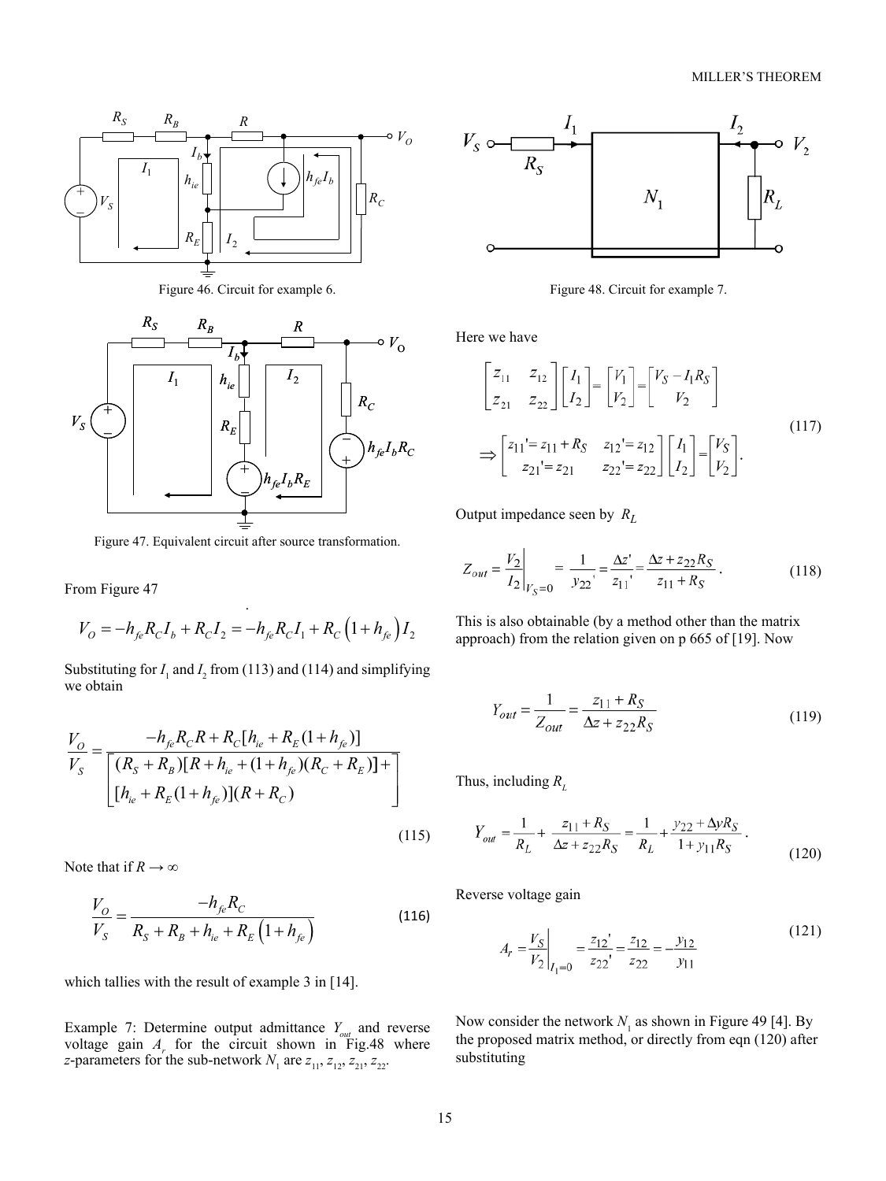Figure 46. Circuit for example 6.

Figure 47. Equivalent circuit after source transformation.

From Figure 47

$$V_O = -h_{fe} R_C I_b + R_C I_2 = -h_{fe} R_C I_1 + R_C \left(1 + h_{fe}\right) I_2$$

Substituting for $I_1$ and $I_2$ from (113) and (114) and simplifying we obtain

$$\frac{V_O}{V_S} = \frac{-h_{fe} R_C R + R_C [h_{ie} + R_E (1 + h_{fe})]}{\left[\begin{array}{l}(R_S + R_B)[R + h_{ie} + (1 + h_{fe})(R_C + R_E)] + \\ [h_{ie} + R_E (1 + h_{fe})](R + R_C)\end{array}\right]} \tag{115}$$

Note that if $R \to \infty$

$$\frac{V_O}{V_S} = \frac{-h_{fe} R_C}{R_S + R_B + h_{ie} + R_E \left(1 + h_{fe}\right)} \tag{116}$$

which tallies with the result of example 3 in [14].

Example 7: Determine output admittance $Y_{out}$ and reverse voltage gain $A_r$ for the circuit shown in Fig.48 where $z$-parameters for the sub-network $N_1$ are $z_{11}, z_{12}, z_{21}, z_{22}$.

Figure 48. Circuit for example 7.

Here we have

$$\begin{bmatrix} z_{11} & z_{12} \\ z_{21} & z_{22} \end{bmatrix} \begin{bmatrix} I_1 \\ I_2 \end{bmatrix} = \begin{bmatrix} V_1 \\ V_2 \end{bmatrix} = \begin{bmatrix} V_S - I_1 R_S \\ V_2 \end{bmatrix}$$

$$\Rightarrow \begin{bmatrix} z_{11}' = z_{11} + R_S & z_{12}' = z_{12} \\ z_{21}' = z_{21} & z_{22}' = z_{22} \end{bmatrix} \begin{bmatrix} I_1 \\ I_2 \end{bmatrix} = \begin{bmatrix} V_S \\ V_2 \end{bmatrix}. \tag{117}$$

Output impedance seen by $R_L$

$$Z_{out} = \left.\frac{V_2}{I_2}\right|_{V_S = 0} = \frac{1}{y_{22}'} = \frac{\Delta z'}{z_{11}'} = \frac{\Delta z + z_{22} R_S}{z_{11} + R_S}. \tag{118}$$

This is also obtainable (by a method other than the matrix approach) from the relation given on p 665 of [19]. Now

$$Y_{out} = \frac{1}{Z_{out}} = \frac{z_{11} + R_S}{\Delta z + z_{22} R_S} \tag{119}$$

Thus, including $R_L$

$$Y_{out} = \frac{1}{R_L} + \frac{z_{11} + R_S}{\Delta z + z_{22} R_S} = \frac{1}{R_L} + \frac{y_{22} + \Delta y R_S}{1 + y_{11} R_S}. \tag{120}$$

Reverse voltage gain

$$A_r = \left.\frac{V_S}{V_2}\right|_{I_1 = 0} = \frac{z_{12}'}{z_{22}'} = \frac{z_{12}}{z_{22}} = -\frac{y_{12}}{y_{11}} \tag{121}$$

Now consider the network $N_1$ as shown in Figure 49 [4]. By the proposed matrix method, or directly from eqn (120) after substituting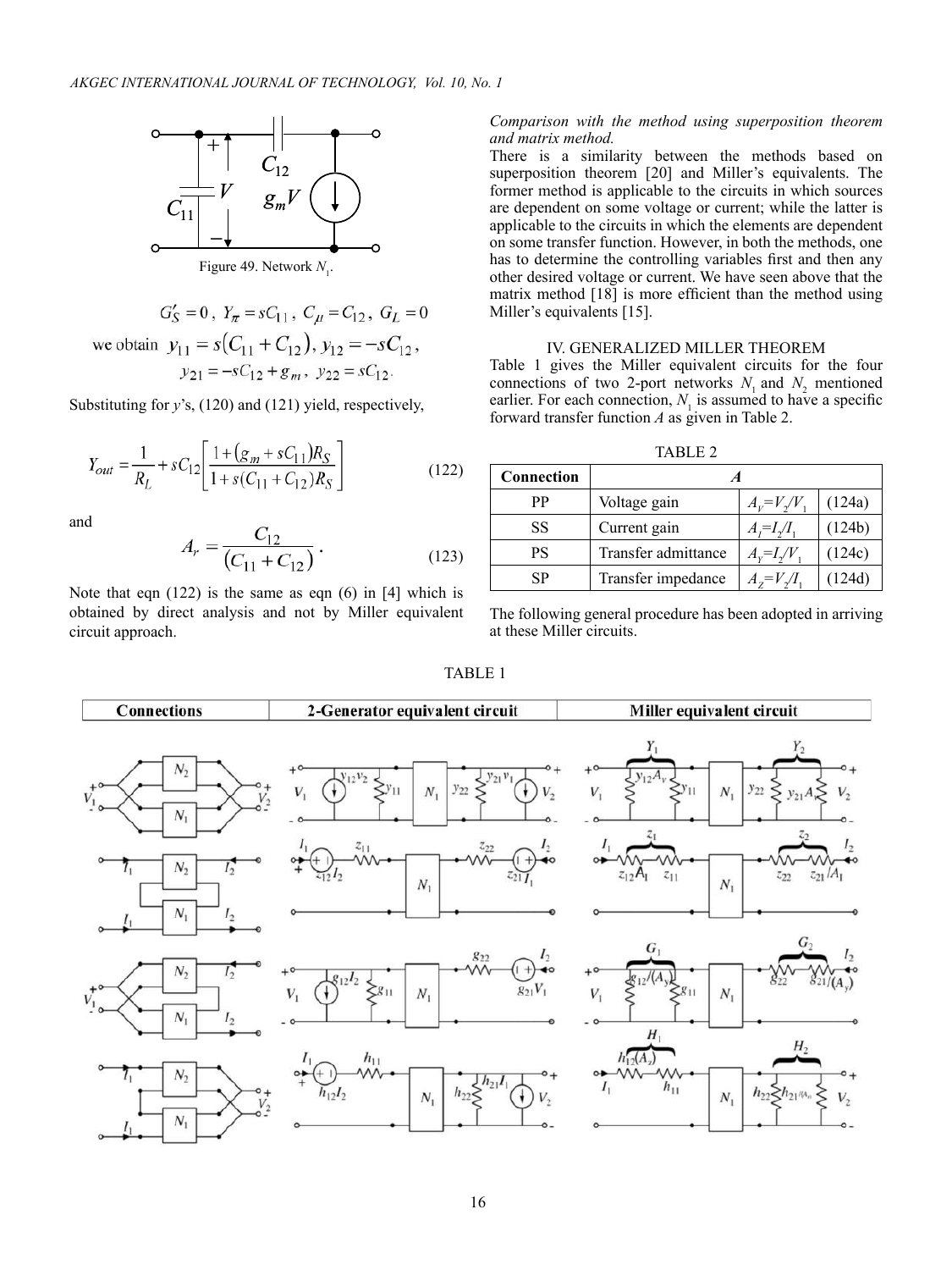Figure 49. Network $N_1$.

$$G'_S = 0\,,\ Y_\pi = sC_{11}\,,\ C_\mu = C_{12}\,,\ G_L = 0$$

we obtain $y_{11} = s(C_{11} + C_{12}),\ y_{12} = -sC_{12},$

$$y_{21} = -sC_{12} + g_m\,,\ y_{22} = sC_{12}.$$

Substituting for $y$'s, (120) and (121) yield, respectively,

$$Y_{out} = \frac{1}{R_L} + sC_{12}\left[\frac{1 + (g_m + sC_{11})R_S}{1 + s(C_{11} + C_{12})R_S}\right] \tag{122}$$

and

$$A_r = \frac{C_{12}}{(C_{11} + C_{12})}\,. \tag{123}$$

Note that eqn (122) is the same as eqn (6) in [4] which is obtained by direct analysis and not by Miller equivalent circuit approach.

*Comparison with the method using superposition theorem and matrix method.*

There is a similarity between the methods based on superposition theorem [20] and Miller's equivalents. The former method is applicable to the circuits in which sources are dependent on some voltage or current; while the latter is applicable to the circuits in which the elements are dependent on some transfer function. However, in both the methods, one has to determine the controlling variables first and then any other desired voltage or current. We have seen above that the matrix method [18] is more efficient than the method using Miller's equivalents [15].

## IV. GENERALIZED MILLER THEOREM

Table 1 gives the Miller equivalent circuits for the four connections of two 2-port networks $N_1$ and $N_2$ mentioned earlier. For each connection, $N_1$ is assumed to have a specific forward transfer function $A$ as given in Table 2.

TABLE 2

| Connection | $A$ | | |
|---|---|---|---|
| PP | Voltage gain | $A_V=V_2/V_1$ | (124a) |
| SS | Current gain | $A_I=I_2/I_1$ | (124b) |
| PS | Transfer admittance | $A_Y=I_2/V_1$ | (124c) |
| SP | Transfer impedance | $A_Z=V_2/I_1$ | (124d) |

The following general procedure has been adopted in arriving at these Miller circuits.

TABLE 1

| Connections | 2-Generator equivalent circuit | Miller equivalent circuit |
|---|---|---|
| | | |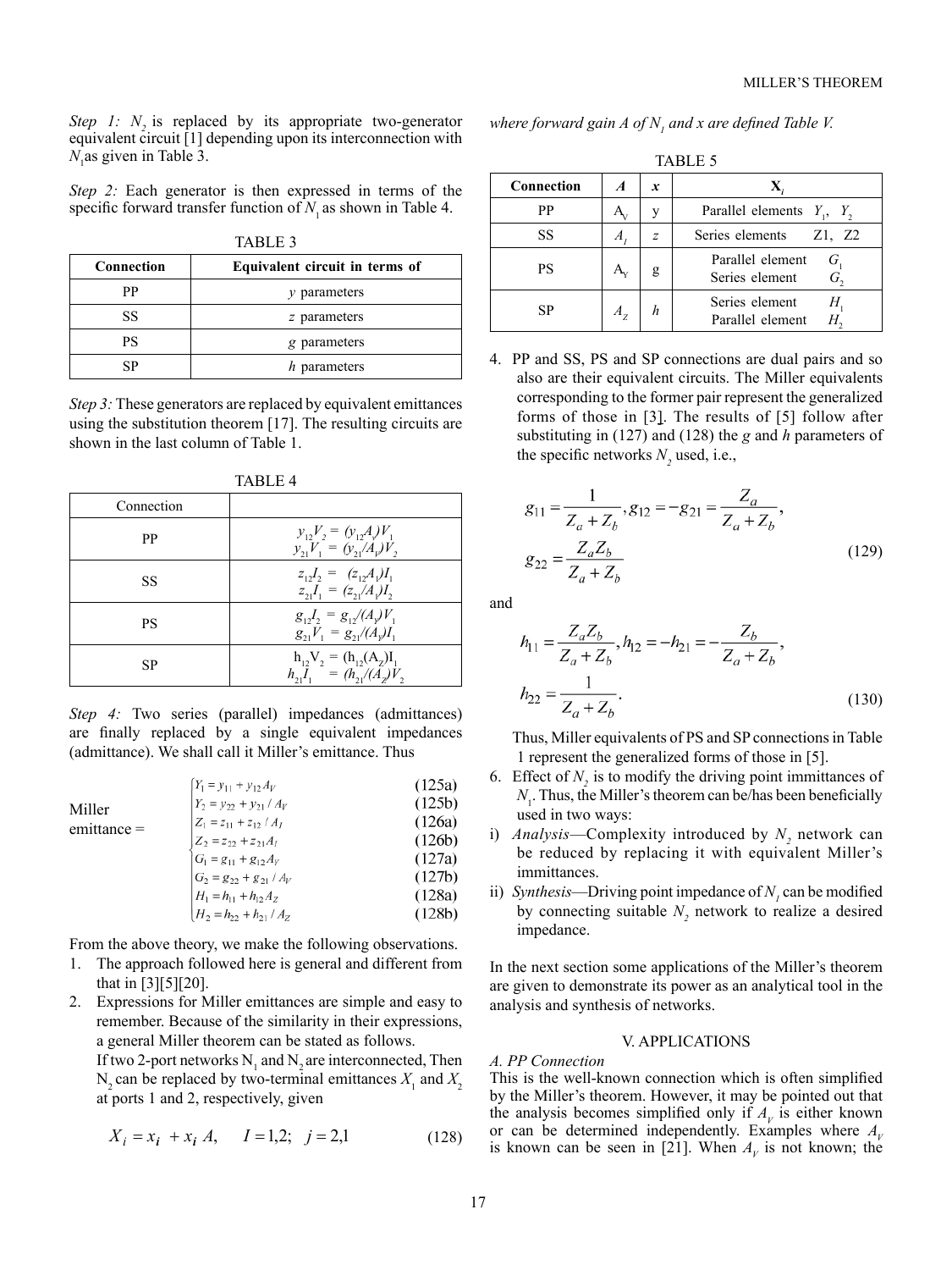*Step 1: $N_2$* is replaced by its appropriate two-generator equivalent circuit [1] depending upon its interconnection with $N_1$ as given in Table 3.

*Step 2:* Each generator is then expressed in terms of the specific forward transfer function of $N_1$ as shown in Table 4.

TABLE 3

| Connection | Equivalent circuit in terms of |
|---|---|
| PP | *y* parameters |
| SS | *z* parameters |
| PS | *g* parameters |
| SP | *h* parameters |

*Step 3:* These generators are replaced by equivalent emittances using the substitution theorem [17]. The resulting circuits are shown in the last column of Table 1.

TABLE 4

| Connection | |
|---|---|
| PP | $y_{12}V_2 = (y_{12}A_V)V_1$ <br> $y_{21}V_1 = (y_{21}/A_V)V_2$ |
| SS | $z_{12}I_2 = (z_{12}A_I)I_1$ <br> $z_{21}I_1 = (z_{21}/A_I)I_2$ |
| PS | $g_{12}I_2 = g_{12}/(A_Y)V_1$ <br> $g_{21}V_1 = g_{21}/(A_Y)I_1$ |
| SP | $h_{12}V_2 = (h_{12}(A_Z)I_1$ <br> $h_{21}I_1 = (h_{21}/(A_Z)V_2$ |

*Step 4:* Two series (parallel) impedances (admittances) are finally replaced by a single equivalent impedances (admittance). We shall call it Miller's emittance. Thus

$$\text{Miller emittance} = \begin{cases} Y_1 = y_{11} + y_{12}A_V & (125a) \\ Y_2 = y_{22} + y_{21}/A_V & (125b) \\ Z_1 = z_{11} + z_{12}/A_I & (126a) \\ Z_2 = z_{22} + z_{21}A_I & (126b) \\ G_1 = g_{11} + g_{12}A_Y & (127a) \\ G_2 = g_{22} + g_{21}/A_V & (127b) \\ H_1 = h_{11} + h_{12}A_Z & (128a) \\ H_2 = h_{22} + h_{21}/A_Z & (128b) \end{cases}$$

From the above theory, we make the following observations.

1. The approach followed here is general and different from that in [3][5][20].
2. Expressions for Miller emittances are simple and easy to remember. Because of the similarity in their expressions, a general Miller theorem can be stated as follows.
   If two 2-port networks $N_1$ and $N_2$ are interconnected, Then $N_2$ can be replaced by two-terminal emittances $X_1$ and $X_2$ at ports 1 and 2, respectively, given

$$X_i = x_i + x_i A, \quad I = 1,2; \quad j = 2,1 \tag{128}$$

*where forward gain A of $N_1$ and x are defined Table V.*

TABLE 5

| Connection | $A$ | $x$ | $X_i$ |
|---|---|---|---|
| PP | $A_V$ | y | Parallel elements $Y_1$, $Y_2$ |
| SS | $A_I$ | $z$ | Series elements Z1, Z2 |
| PS | $A_Y$ | g | Parallel element $G_1$ <br> Series element $G_2$ |
| SP | $A_Z$ | $h$ | Series element $H_1$ <br> Parallel element $H_2$ |

4. PP and SS, PS and SP connections are dual pairs and so also are their equivalent circuits. The Miller equivalents corresponding to the former pair represent the generalized forms of those in [3]. The results of [5] follow after substituting in (127) and (128) the *g* and *h* parameters of the specific networks $N_2$ used, i.e.,

$$g_{11} = \frac{1}{Z_a + Z_b}, g_{12} = -g_{21} = \frac{Z_a}{Z_a + Z_b},$$
$$g_{22} = \frac{Z_a Z_b}{Z_a + Z_b} \tag{129}$$

and

$$h_{11} = \frac{Z_a Z_b}{Z_a + Z_b}, h_{12} = -h_{21} = -\frac{Z_b}{Z_a + Z_b},$$
$$h_{22} = \frac{1}{Z_a + Z_b}. \tag{130}$$

   Thus, Miller equivalents of PS and SP connections in Table 1 represent the generalized forms of those in [5].

6. Effect of $N_2$ is to modify the driving point immittances of $N_1$. Thus, the Miller's theorem can be/has been beneficially used in two ways:

i) *Analysis*—Complexity introduced by $N_2$ network can be reduced by replacing it with equivalent Miller's immittances.

ii) *Synthesis*—Driving point impedance of $N_1$ can be modified by connecting suitable $N_2$ network to realize a desired impedance.

In the next section some applications of the Miller's theorem are given to demonstrate its power as an analytical tool in the analysis and synthesis of networks.

## V. APPLICATIONS

### *A. PP Connection*

This is the well-known connection which is often simplified by the Miller's theorem. However, it may be pointed out that the analysis becomes simplified only if $A_V$ is either known or can be determined independently. Examples where $A_V$ is known can be seen in [21]. When $A_V$ is not known; the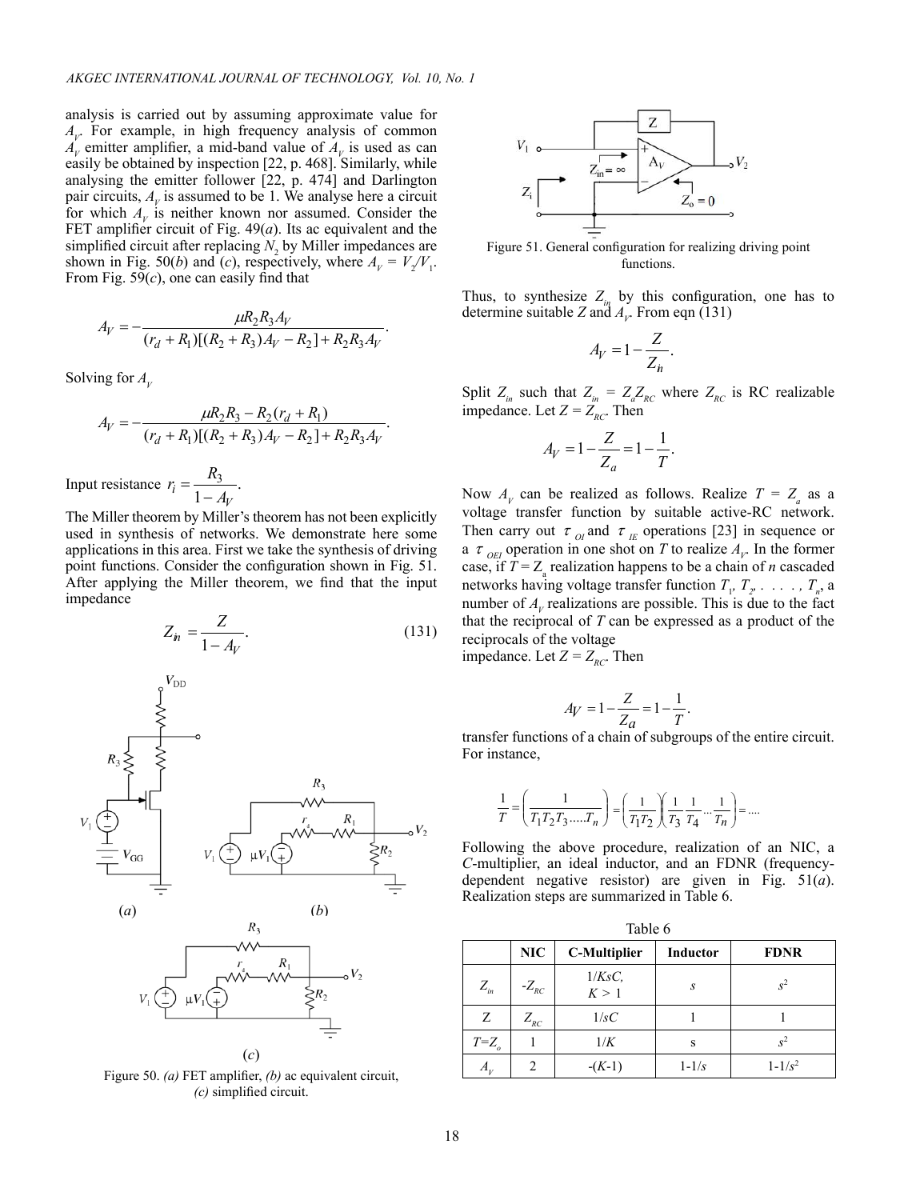analysis is carried out by assuming approximate value for $A_V$. For example, in high frequency analysis of common $A_V$ emitter amplifier, a mid-band value of $A_V$ is used as can easily be obtained by inspection [22, p. 468]. Similarly, while analysing the emitter follower [22, p. 474] and Darlington pair circuits, $A_V$ is assumed to be 1. We analyse here a circuit for which $A_V$ is neither known nor assumed. Consider the FET amplifier circuit of Fig. 49(*a*). Its ac equivalent and the simplified circuit after replacing $N_2$ by Miller impedances are shown in Fig. 50(*b*) and (*c*), respectively, where $A_V = V_2/V_1$. From Fig. 59(*c*), one can easily find that

$$A_V = -\frac{\mu R_2 R_3 A_V}{(r_d + R_1)[(R_2 + R_3)A_V - R_2] + R_2 R_3 A_V}.$$

Solving for $A_V$

$$A_V = -\frac{\mu R_2 R_3 - R_2(r_d + R_1)}{(r_d + R_1)[(R_2 + R_3)A_V - R_2] + R_2 R_3 A_V}.$$

Input resistance $r_i = \dfrac{R_3}{1 - A_V}$.

The Miller theorem by Miller's theorem has not been explicitly used in synthesis of networks. We demonstrate here some applications in this area. First we take the synthesis of driving point functions. Consider the configuration shown in Fig. 51. After applying the Miller theorem, we find that the input impedance

$$Z_{in} = \frac{Z}{1 - A_V}. \tag{131}$$

Figure 50. *(a)* FET amplifier, *(b)* ac equivalent circuit, *(c)* simplified circuit.

Figure 51. General configuration for realizing driving point functions.

Thus, to synthesize $Z_{in}$ by this configuration, one has to determine suitable $Z$ and $A_V$. From eqn (131)

$$A_V = 1 - \frac{Z}{Z_{in}}.$$

Split $Z_{in}$ such that $Z_{in} = Z_a Z_{RC}$ where $Z_{RC}$ is RC realizable impedance. Let $Z = Z_{RC}$. Then

$$A_V = 1 - \frac{Z}{Z_a} = 1 - \frac{1}{T}.$$

Now $A_V$ can be realized as follows. Realize $T = Z_a$ as a voltage transfer function by suitable active-RC network. Then carry out $\tau_{OI}$ and $\tau_{IE}$ operations [23] in sequence or a $\tau_{OEI}$ operation in one shot on $T$ to realize $A_V$. In the former case, if $T = Z_a$ realization happens to be a chain of $n$ cascaded networks having voltage transfer function $T_1, T_2, \ldots, T_n$, a number of $A_V$ realizations are possible. This is due to the fact that the reciprocal of $T$ can be expressed as a product of the reciprocals of the voltage
impedance. Let $Z = Z_{RC}$. Then

$$A_V = 1 - \frac{Z}{Z_a} = 1 - \frac{1}{T}.$$

transfer functions of a chain of subgroups of the entire circuit. For instance,

$$\frac{1}{T} = \left(\frac{1}{T_1 T_2 T_3 \ldots . T_n}\right) = \left(\frac{1}{T_1 T_2}\right)\left(\frac{1}{T_3}\frac{1}{T_4}\ldots\frac{1}{T_n}\right) = \ldots.$$

Following the above procedure, realization of an NIC, a *C*-multiplier, an ideal inductor, and an FDNR (frequency-dependent negative resistor) are given in Fig. 51(*a*). Realization steps are summarized in Table 6.

Table 6

| | NIC | C-Multiplier | Inductor | FDNR |
|---|---|---|---|---|
| $Z_{in}$ | $-Z_{RC}$ | $1/KsC$, $K > 1$ | $s$ | $s^2$ |
| Z | $Z_{RC}$ | $1/sC$ | 1 | 1 |
| $T=Z_o$ | 1 | $1/K$ | s | $s^2$ |
| $A_V$ | 2 | $-(K-1)$ | $1-1/s$ | $1-1/s^2$ |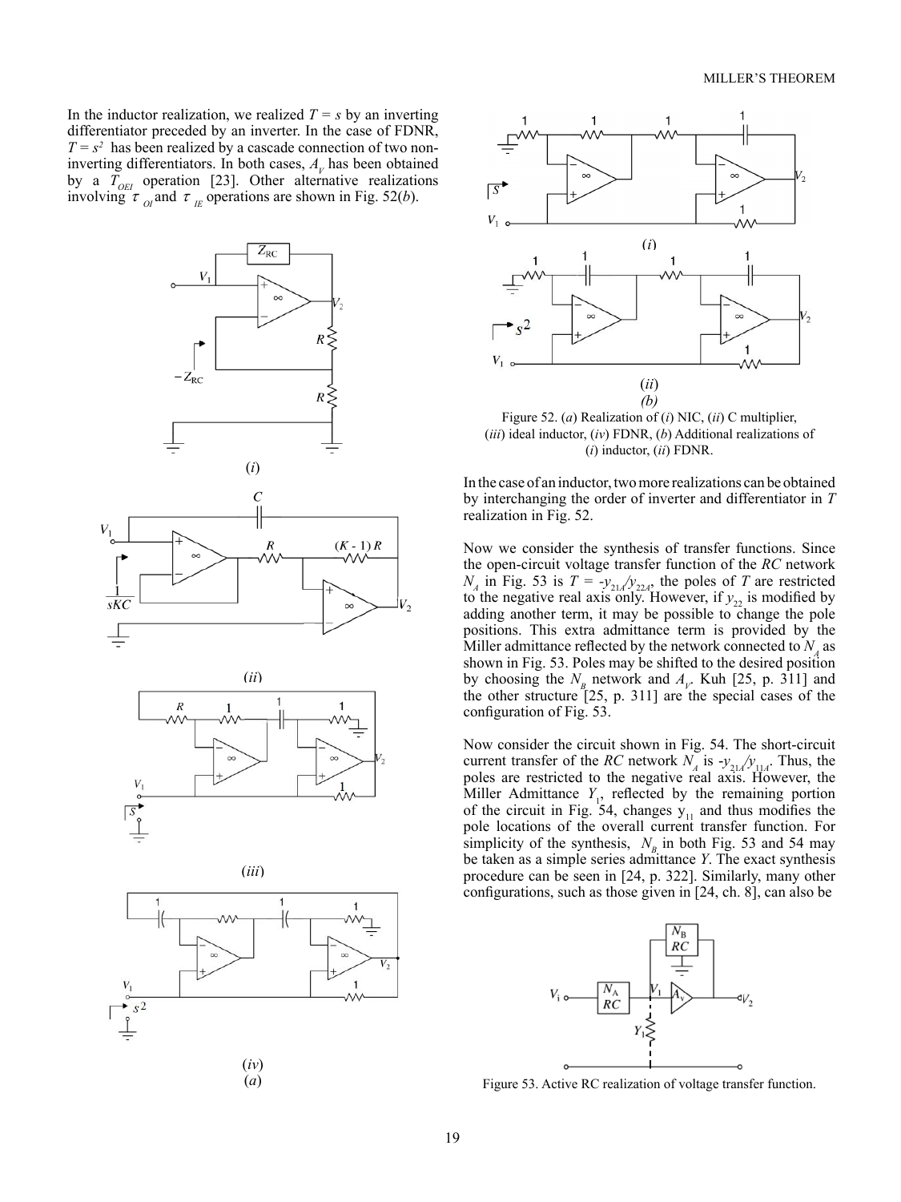In the inductor realization, we realized $T = s$ by an inverting differentiator preceded by an inverter. In the case of FDNR, $T = s^2$ has been realized by a cascade connection of two non-inverting differentiators. In both cases, $A_V$ has been obtained by a $T_{OEI}$ operation [23]. Other alternative realizations involving $\tau_{OI}$ and $\tau_{IE}$ operations are shown in Fig. 52(*b*).

(*i*)

(*ii*)

(*iii*)

(*iv*)
(*a*)

(*i*)

(*ii*)
*(b)*

Figure 52. (*a*) Realization of (*i*) NIC, (*ii*) C multiplier, (*iii*) ideal inductor, (*iv*) FDNR, (*b*) Additional realizations of (*i*) inductor, (*ii*) FDNR.

In the case of an inductor, two more realizations can be obtained by interchanging the order of inverter and differentiator in *T* realization in Fig. 52.

Now we consider the synthesis of transfer functions. Since the open-circuit voltage transfer function of the *RC* network $N_A$ in Fig. 53 is $T = -y_{21A}/y_{22A}$, the poles of *T* are restricted to the negative real axis only. However, if $y_{22}$ is modified by adding another term, it may be possible to change the pole positions. This extra admittance term is provided by the Miller admittance reflected by the network connected to $N_A$ as shown in Fig. 53. Poles may be shifted to the desired position by choosing the $N_B$ network and $A_V$. Kuh [25, p. 311] and the other structure [25, p. 311] are the special cases of the configuration of Fig. 53.

Now consider the circuit shown in Fig. 54. The short-circuit current transfer of the *RC* network $N_A$ is $-y_{21A}/y_{11A}$. Thus, the poles are restricted to the negative real axis. However, the Miller Admittance $Y_1$, reflected by the remaining portion of the circuit in Fig. 54, changes $y_{11}$ and thus modifies the pole locations of the overall current transfer function. For simplicity of the synthesis, $N_B$ in both Fig. 53 and 54 may be taken as a simple series admittance *Y*. The exact synthesis procedure can be seen in [24, p. 322]. Similarly, many other configurations, such as those given in [24, ch. 8], can also be

Figure 53. Active RC realization of voltage transfer function.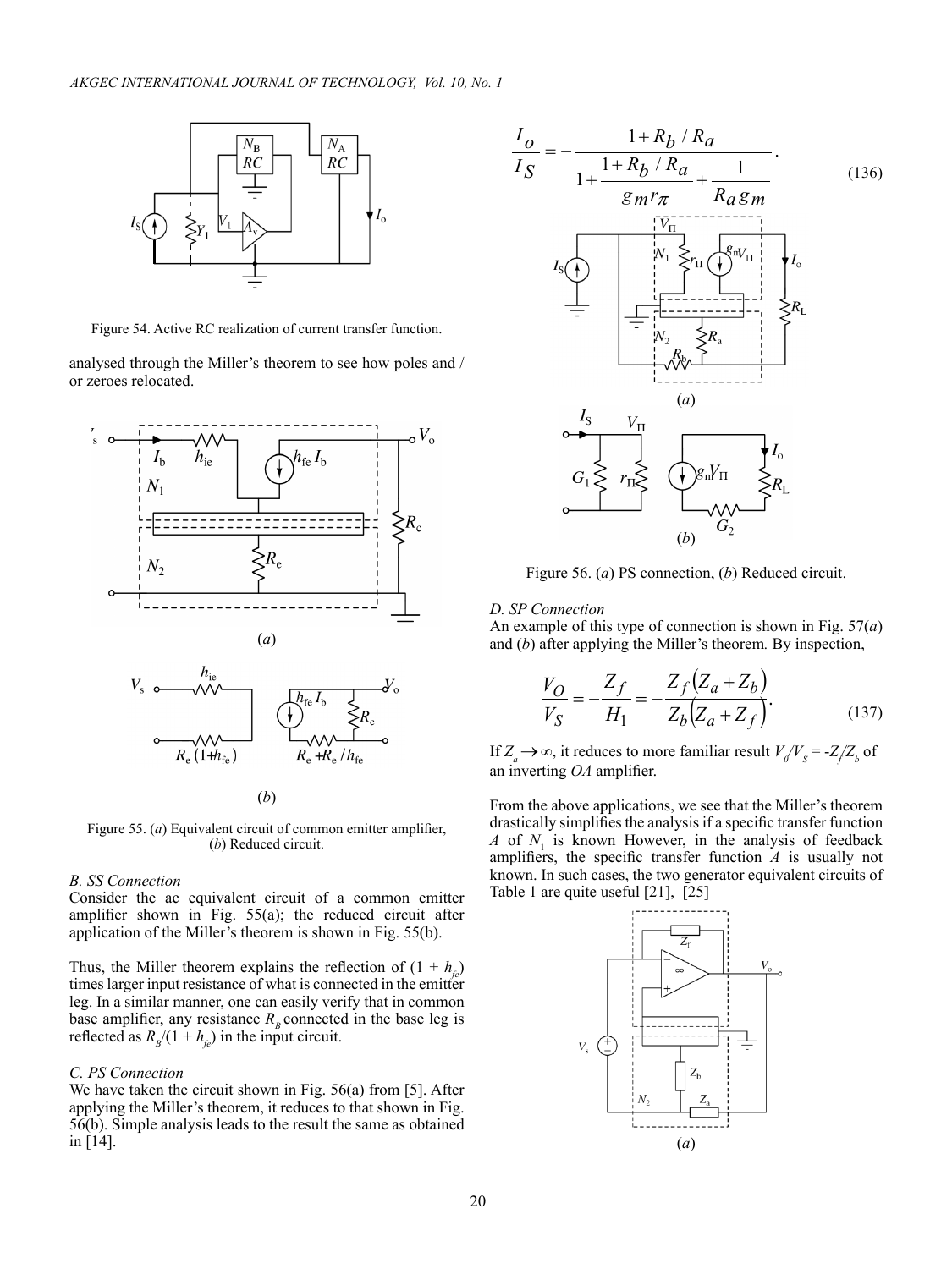Figure 54. Active RC realization of current transfer function.

analysed through the Miller's theorem to see how poles and / or zeroes relocated.

Figure 55. (*a*) Equivalent circuit of common emitter amplifier, (*b*) Reduced circuit.

### B. SS Connection

Consider the ac equivalent circuit of a common emitter amplifier shown in Fig. 55(a); the reduced circuit after application of the Miller's theorem is shown in Fig. 55(b).

Thus, the Miller theorem explains the reflection of $(1 + h_{fe})$ times larger input resistance of what is connected in the emitter leg. In a similar manner, one can easily verify that in common base amplifier, any resistance $R_B$ connected in the base leg is reflected as $R_B/(1 + h_{fe})$ in the input circuit.

### C. PS Connection

We have taken the circuit shown in Fig. 56(a) from [5]. After applying the Miller's theorem, it reduces to that shown in Fig. 56(b). Simple analysis leads to the result the same as obtained in [14].

$$\frac{I_o}{I_S} = -\frac{1 + R_b / R_a}{1 + \dfrac{1 + R_b / R_a}{g_m r_\pi} + \dfrac{1}{R_a g_m}}. \tag{136}$$

Figure 56. (*a*) PS connection, (*b*) Reduced circuit.

### D. SP Connection

An example of this type of connection is shown in Fig. 57(*a*) and (*b*) after applying the Miller's theorem. By inspection,

$$\frac{V_O}{V_S} = -\frac{Z_f}{H_1} = -\frac{Z_f (Z_a + Z_b)}{Z_b (Z_a + Z_f)}. \tag{137}$$

If $Z_a \to \infty$, it reduces to more familiar result $V_0/V_S = -Z_f/Z_b$ of an inverting *OA* amplifier.

From the above applications, we see that the Miller's theorem drastically simplifies the analysis if a specific transfer function $A$ of $N_1$ is known However, in the analysis of feedback amplifiers, the specific transfer function $A$ is usually not known. In such cases, the two generator equivalent circuits of Table 1 are quite useful [21], [25]

(*a*)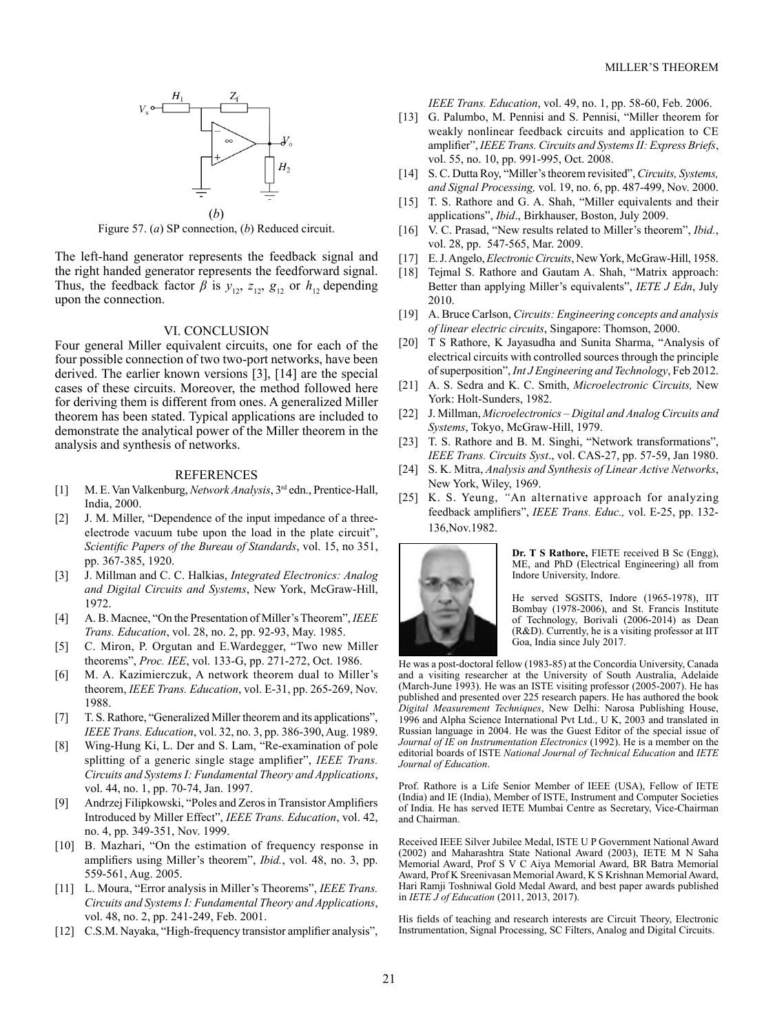$V_s$ $H_1$ $Z_f$ $\infty$ $V_o$ $H_2$

(*b*)

Figure 57. (*a*) SP connection, (*b*) Reduced circuit.

The left-hand generator represents the feedback signal and the right handed generator represents the feedforward signal. Thus, the feedback factor $\beta$ is $y_{12}$, $z_{12}$, $g_{12}$ or $h_{12}$ depending upon the connection.

## VI. CONCLUSION

Four general Miller equivalent circuits, one for each of the four possible connection of two two-port networks, have been derived. The earlier known versions [3], [14] are the special cases of these circuits. Moreover, the method followed here for deriving them is different from ones. A generalized Miller theorem has been stated. Typical applications are included to demonstrate the analytical power of the Miller theorem in the analysis and synthesis of networks.

## REFERENCES

[1] M. E. Van Valkenburg, *Network Analysis*, 3rd edn., Prentice-Hall, India, 2000.

[2] J. M. Miller, "Dependence of the input impedance of a three-electrode vacuum tube upon the load in the plate circuit", *Scientific Papers of the Bureau of Standards*, vol. 15, no 351, pp. 367-385, 1920.

[3] J. Millman and C. C. Halkias, *Integrated Electronics: Analog and Digital Circuits and Systems*, New York, McGraw-Hill, 1972.

[4] A. B. Macnee, "On the Presentation of Miller's Theorem", *IEEE Trans. Education*, vol. 28, no. 2, pp. 92-93, May. 1985.

[5] C. Miron, P. Orgutan and E.Wardegger, "Two new Miller theorems", *Proc. IEE*, vol. 133-G, pp. 271-272, Oct. 1986.

[6] M. A. Kazimierczuk, A network theorem dual to Miller's theorem, *IEEE Trans. Education*, vol. E-31, pp. 265-269, Nov. 1988.

[7] T. S. Rathore, "Generalized Miller theorem and its applications", *IEEE Trans. Education*, vol. 32, no. 3, pp. 386-390, Aug. 1989.

[8] Wing-Hung Ki, L. Der and S. Lam, "Re-examination of pole splitting of a generic single stage amplifier", *IEEE Trans. Circuits and Systems I: Fundamental Theory and Applications*, vol. 44, no. 1, pp. 70-74, Jan. 1997.

[9] Andrzej Filipkowski, "Poles and Zeros in Transistor Amplifiers Introduced by Miller Effect", *IEEE Trans. Education*, vol. 42, no. 4, pp. 349-351, Nov. 1999.

[10] B. Mazhari, "On the estimation of frequency response in amplifiers using Miller's theorem", *Ibid.*, vol. 48, no. 3, pp. 559-561, Aug. 2005.

[11] L. Moura, "Error analysis in Miller's Theorems", *IEEE Trans. Circuits and Systems I: Fundamental Theory and Applications*, vol. 48, no. 2, pp. 241-249, Feb. 2001.

[12] C.S.M. Nayaka, "High-frequency transistor amplifier analysis", *IEEE Trans. Education*, vol. 49, no. 1, pp. 58-60, Feb. 2006.

[13] G. Palumbo, M. Pennisi and S. Pennisi, "Miller theorem for weakly nonlinear feedback circuits and application to CE amplifier", *IEEE Trans. Circuits and Systems II: Express Briefs*, vol. 55, no. 10, pp. 991-995, Oct. 2008.

[14] S. C. Dutta Roy, "Miller's theorem revisited", *Circuits, Systems, and Signal Processing,* vol. 19, no. 6, pp. 487-499, Nov. 2000.

[15] T. S. Rathore and G. A. Shah, "Miller equivalents and their applications", *Ibid*., Birkhauser, Boston, July 2009.

[16] V. C. Prasad, "New results related to Miller's theorem", *Ibid.*, vol. 28, pp. 547-565, Mar. 2009.

[17] E. J. Angelo, *Electronic Circuits*, New York, McGraw-Hill, 1958.

[18] Tejmal S. Rathore and Gautam A. Shah, "Matrix approach: Better than applying Miller's equivalents", *IETE J Edn*, July 2010.

[19] A. Bruce Carlson, *Circuits: Engineering concepts and analysis of linear electric circuits*, Singapore: Thomson, 2000.

[20] T S Rathore, K Jayasudha and Sunita Sharma, "Analysis of electrical circuits with controlled sources through the principle of superposition", *Int J Engineering and Technology*, Feb 2012.

[21] A. S. Sedra and K. C. Smith, *Microelectronic Circuits,* New York: Holt-Sunders, 1982.

[22] J. Millman, *Microelectronics – Digital and Analog Circuits and Systems*, Tokyo, McGraw-Hill, 1979.

[23] T. S. Rathore and B. M. Singhi, "Network transformations", *IEEE Trans. Circuits Syst*., vol. CAS-27, pp. 57-59, Jan 1980.

[24] S. K. Mitra, *Analysis and Synthesis of Linear Active Networks*, New York, Wiley, 1969.

[25] K. S. Yeung, "An alternative approach for analyzing feedback amplifiers", *IEEE Trans. Educ.,* vol. E-25, pp. 132-136,Nov.1982.

**Dr. T S Rathore,** FIETE received B Sc (Engg), ME, and PhD (Electrical Engineering) all from Indore University, Indore.

He served SGSITS, Indore (1965-1978), IIT Bombay (1978-2006), and St. Francis Institute of Technology, Borivali (2006-2014) as Dean (R&D). Currently, he is a visiting professor at IIT Goa, India since July 2017.

He was a post-doctoral fellow (1983-85) at the Concordia University, Canada and a visiting researcher at the University of South Australia, Adelaide (March-June 1993). He was an ISTE visiting professor (2005-2007). He has published and presented over 225 research papers. He has authored the book *Digital Measurement Techniques*, New Delhi: Narosa Publishing House, 1996 and Alpha Science International Pvt Ltd., U K, 2003 and translated in Russian language in 2004. He was the Guest Editor of the special issue of *Journal of IE on Instrumentation Electronics* (1992). He is a member on the editorial boards of ISTE *National Journal of Technical Education* and *IETE Journal of Education*.

Prof. Rathore is a Life Senior Member of IEEE (USA), Fellow of IETE (India) and IE (India), Member of ISTE, Instrument and Computer Societies of India. He has served IETE Mumbai Centre as Secretary, Vice-Chairman and Chairman.

Received IEEE Silver Jubilee Medal, ISTE U P Government National Award (2002) and Maharashtra State National Award (2003), IETE M N Saha Memorial Award, Prof S V C Aiya Memorial Award, BR Batra Memorial Award, Prof K Sreenivasan Memorial Award, K S Krishnan Memorial Award, Hari Ramji Toshniwal Gold Medal Award, and best paper awards published in *IETE J of Education* (2011, 2013, 2017).

His fields of teaching and research interests are Circuit Theory, Electronic Instrumentation, Signal Processing, SC Filters, Analog and Digital Circuits.